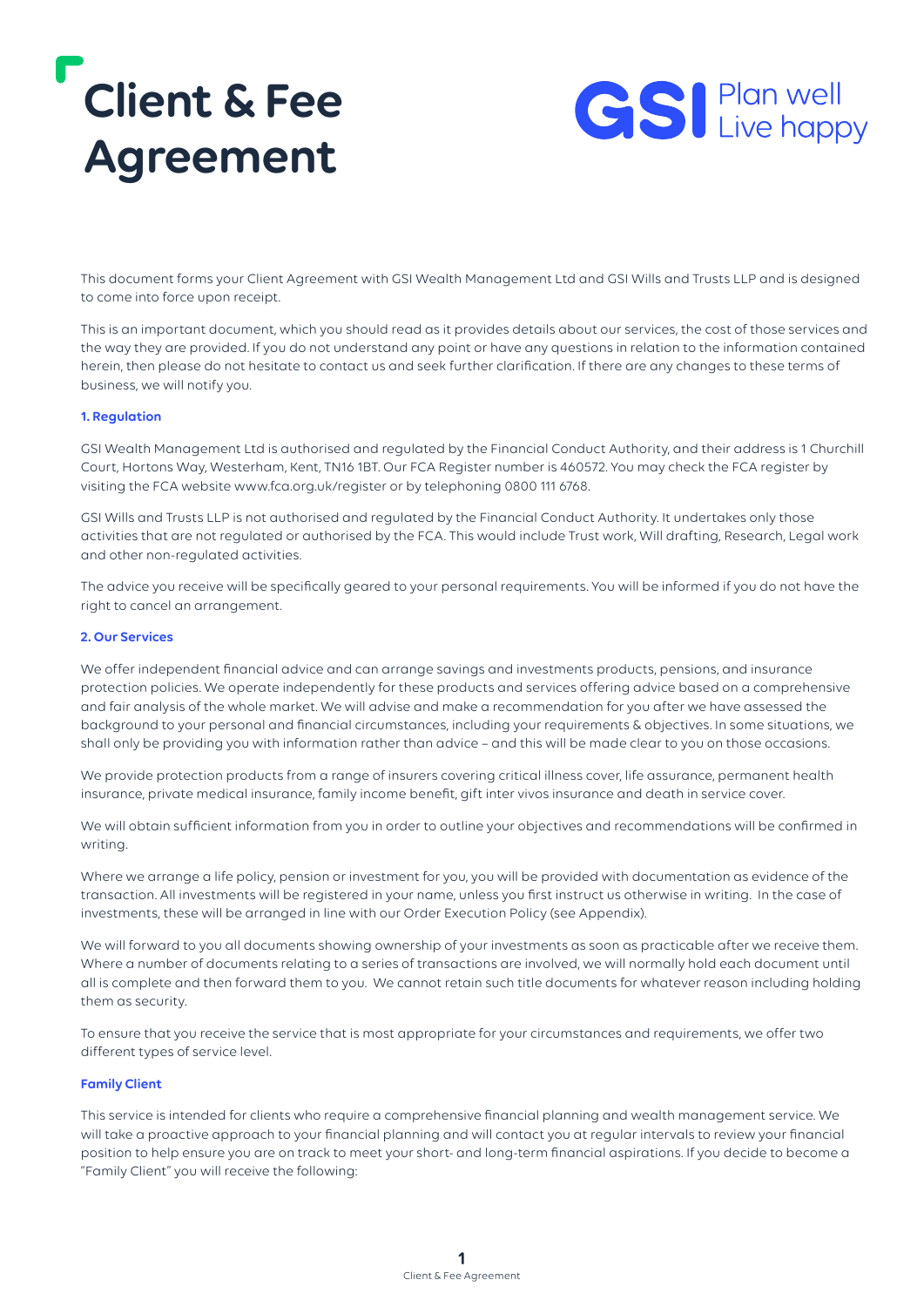# Client & Fee Agreement

GSI Plan well Live happy

This document forms your Client Agreement with GSI Wealth Management Ltd and GSI Wills and Trusts LLP and is designed to come into force upon receipt.

This is an important document, which you should read as it provides details about our services, the cost of those services and the way they are provided. If you do not understand any point or have any questions in relation to the information contained herein, then please do not hesitate to contact us and seek further clarification. If there are any changes to these terms of business, we will notify you.

## 1. Regulation

GSI Wealth Management Ltd is authorised and regulated by the Financial Conduct Authority, and their address is 1 Churchill Court, Hortons Way, Westerham, Kent, TN16 1BT. Our FCA Register number is 460572. You may check the FCA register by visiting the FCA website www.fca.org.uk/register or by telephoning 0800 111 6768.

GSI Wills and Trusts LLP is not authorised and regulated by the Financial Conduct Authority. It undertakes only those activities that are not regulated or authorised by the FCA. This would include Trust work, Will drafting, Research, Legal work and other non-regulated activities.

The advice you receive will be specifically geared to your personal requirements. You will be informed if you do not have the right to cancel an arrangement.

## 2. Our Services

We offer independent financial advice and can arrange savings and investments products, pensions, and insurance protection policies. We operate independently for these products and services offering advice based on a comprehensive and fair analysis of the whole market. We will advise and make a recommendation for you after we have assessed the background to your personal and financial circumstances, including your requirements & objectives. In some situations, we shall only be providing you with information rather than advice – and this will be made clear to you on those occasions.

We provide protection products from a range of insurers covering critical illness cover, life assurance, permanent health insurance, private medical insurance, family income benefit, gift inter vivos insurance and death in service cover.

We will obtain sufficient information from you in order to outline your objectives and recommendations will be confirmed in writing.

Where we arrange a life policy, pension or investment for you, you will be provided with documentation as evidence of the transaction. All investments will be registered in your name, unless you first instruct us otherwise in writing. In the case of investments, these will be arranged in line with our Order Execution Policy (see Appendix).

We will forward to you all documents showing ownership of your investments as soon as practicable after we receive them. Where a number of documents relating to a series of transactions are involved, we will normally hold each document until all is complete and then forward them to you. We cannot retain such title documents for whatever reason including holding them as security.

To ensure that you receive the service that is most appropriate for your circumstances and requirements, we offer two different types of service level.

### Family Client

This service is intended for clients who require a comprehensive financial planning and wealth management service. We will take a proactive approach to your financial planning and will contact you at regular intervals to review your financial position to help ensure you are on track to meet your short- and long-term financial aspirations. If you decide to become a "Family Client" you will receive the following: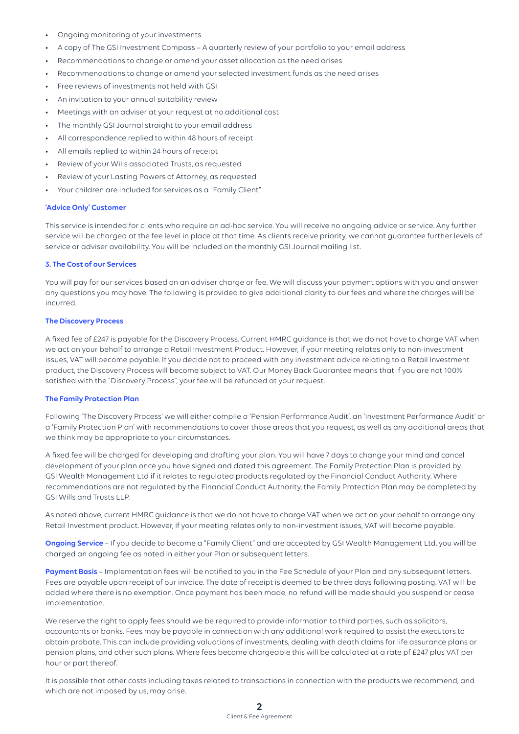- Ongoing monitoring of your investments
- A copy of The GSI Investment Compass – A quarterly review of your portfolio to your email address
- Recommendations to change or amend your asset allocation as the need arises
- Recommendations to change or amend your selected investment funds as the need arises
- Free reviews of investments not held with GSI
- An invitation to your annual suitability review
- Meetings with an adviser at your request at no additional cost
- The monthly GSI Journal straight to your email address
- All correspondence replied to within 48 hours of receipt
- All emails replied to within 24 hours of receipt
- Review of your Wills associated Trusts, as requested
- Review of your Lasting Powers of Attorney, as requested
- Your children are included for services as a "Family Client"

### 'Advice Only' Customer

This service is intended for clients who require an ad-hoc service. You will receive no ongoing advice or service. Any further service will be charged at the fee level in place at that time. As clients receive priority, we cannot guarantee further levels of service or adviser availability. You will be included on the monthly GSI Journal mailing list.

## 3. The Cost of our Services

You will pay for our services based on an adviser charge or fee. We will discuss your payment options with you and answer any questions you may have. The following is provided to give additional clarity to our fees and where the charges will be incurred.

### The Discovery Process

A fixed fee of £247 is payable for the Discovery Process. Current HMRC guidance is that we do not have to charge VAT when we act on your behalf to arrange a Retail Investment Product. However, if your meeting relates only to non-investment issues, VAT will become payable. If you decide not to proceed with any investment advice relating to a Retail Investment product, the Discovery Process will become subject to VAT. Our Money Back Guarantee means that if you are not 100% satisfied with the "Discovery Process", your fee will be refunded at your request.

### The Family Protection Plan

Following 'The Discovery Process' we will either compile a 'Pension Performance Audit', an 'Investment Performance Audit' or a 'Family Protection Plan' with recommendations to cover those areas that you request, as well as any additional areas that we think may be appropriate to your circumstances.

A fixed fee will be charged for developing and drafting your plan. You will have 7 days to change your mind and cancel development of your plan once you have signed and dated this agreement. The Family Protection Plan is provided by GSI Wealth Management Ltd if it relates to regulated products regulated by the Financial Conduct Authority. Where recommendations are not regulated by the Financial Conduct Authority, the Family Protection Plan may be completed by GSI Wills and Trusts LLP.

As noted above, current HMRC guidance is that we do not have to charge VAT when we act on your behalf to arrange any Retail Investment product. However, if your meeting relates only to non-investment issues, VAT will become payable.

**Ongoing Service** – If you decide to become a "Family Client" and are accepted by GSI Wealth Management Ltd, you will be charged an ongoing fee as noted in either your Plan or subsequent letters.

**Payment Basis** – Implementation fees will be notified to you in the Fee Schedule of your Plan and any subsequent letters. Fees are payable upon receipt of our invoice. The date of receipt is deemed to be three days following posting. VAT will be added where there is no exemption. Once payment has been made, no refund will be made should you suspend or cease implementation.

We reserve the right to apply fees should we be required to provide information to third parties, such as solicitors, accountants or banks. Fees may be payable in connection with any additional work required to assist the executors to obtain probate. This can include providing valuations of investments, dealing with death claims for life assurance plans or pension plans, and other such plans. Where fees become chargeable this will be calculated at a rate pf £247 plus VAT per hour or part thereof.

It is possible that other costs including taxes related to transactions in connection with the products we recommend, and which are not imposed by us, may arise.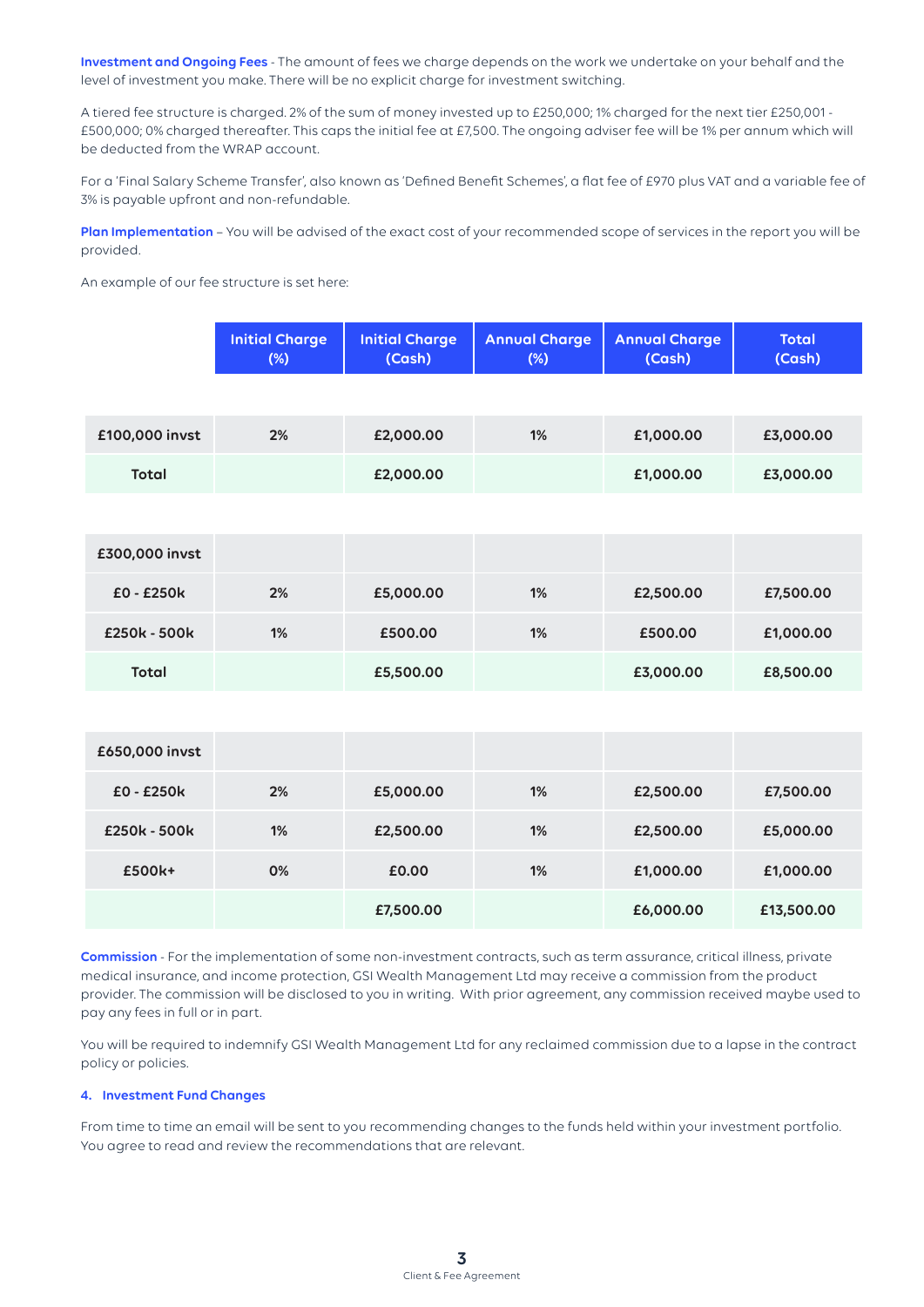**Investment and Ongoing Fees** - The amount of fees we charge depends on the work we undertake on your behalf and the level of investment you make. There will be no explicit charge for investment switching.

A tiered fee structure is charged. 2% of the sum of money invested up to £250,000; 1% charged for the next tier £250,001 - £500,000; 0% charged thereafter. This caps the initial fee at £7,500. The ongoing adviser fee will be 1% per annum which will be deducted from the WRAP account.

For a 'Final Salary Scheme Transfer', also known as 'Defined Benefit Schemes', a flat fee of £970 plus VAT and a variable fee of 3% is payable upfront and non-refundable.

**Plan Implementation** – You will be advised of the exact cost of your recommended scope of services in the report you will be provided.

An example of our fee structure is set here:

| | Initial Charge (%) | Initial Charge (Cash) | Annual Charge (%) | Annual Charge (Cash) | Total (Cash) |
|---|---|---|---|---|---|
| **£100,000 invst** | 2% | £2,000.00 | 1% | £1,000.00 | £3,000.00 |
| **Total** | | £2,000.00 | | £1,000.00 | £3,000.00 |
| **£300,000 invst** | | | | | |
| **£0 - £250k** | 2% | £5,000.00 | 1% | £2,500.00 | £7,500.00 |
| **£250k - 500k** | 1% | £500.00 | 1% | £500.00 | £1,000.00 |
| **Total** | | £5,500.00 | | £3,000.00 | £8,500.00 |
| **£650,000 invst** | | | | | |
| **£0 - £250k** | 2% | £5,000.00 | 1% | £2,500.00 | £7,500.00 |
| **£250k - 500k** | 1% | £2,500.00 | 1% | £2,500.00 | £5,000.00 |
| **£500k+** | 0% | £0.00 | 1% | £1,000.00 | £1,000.00 |
| | | £7,500.00 | | £6,000.00 | £13,500.00 |

**Commission** - For the implementation of some non-investment contracts, such as term assurance, critical illness, private medical insurance, and income protection, GSI Wealth Management Ltd may receive a commission from the product provider. The commission will be disclosed to you in writing. With prior agreement, any commission received maybe used to pay any fees in full or in part.

You will be required to indemnify GSI Wealth Management Ltd for any reclaimed commission due to a lapse in the contract policy or policies.

#### 4. Investment Fund Changes

From time to time an email will be sent to you recommending changes to the funds held within your investment portfolio. You agree to read and review the recommendations that are relevant.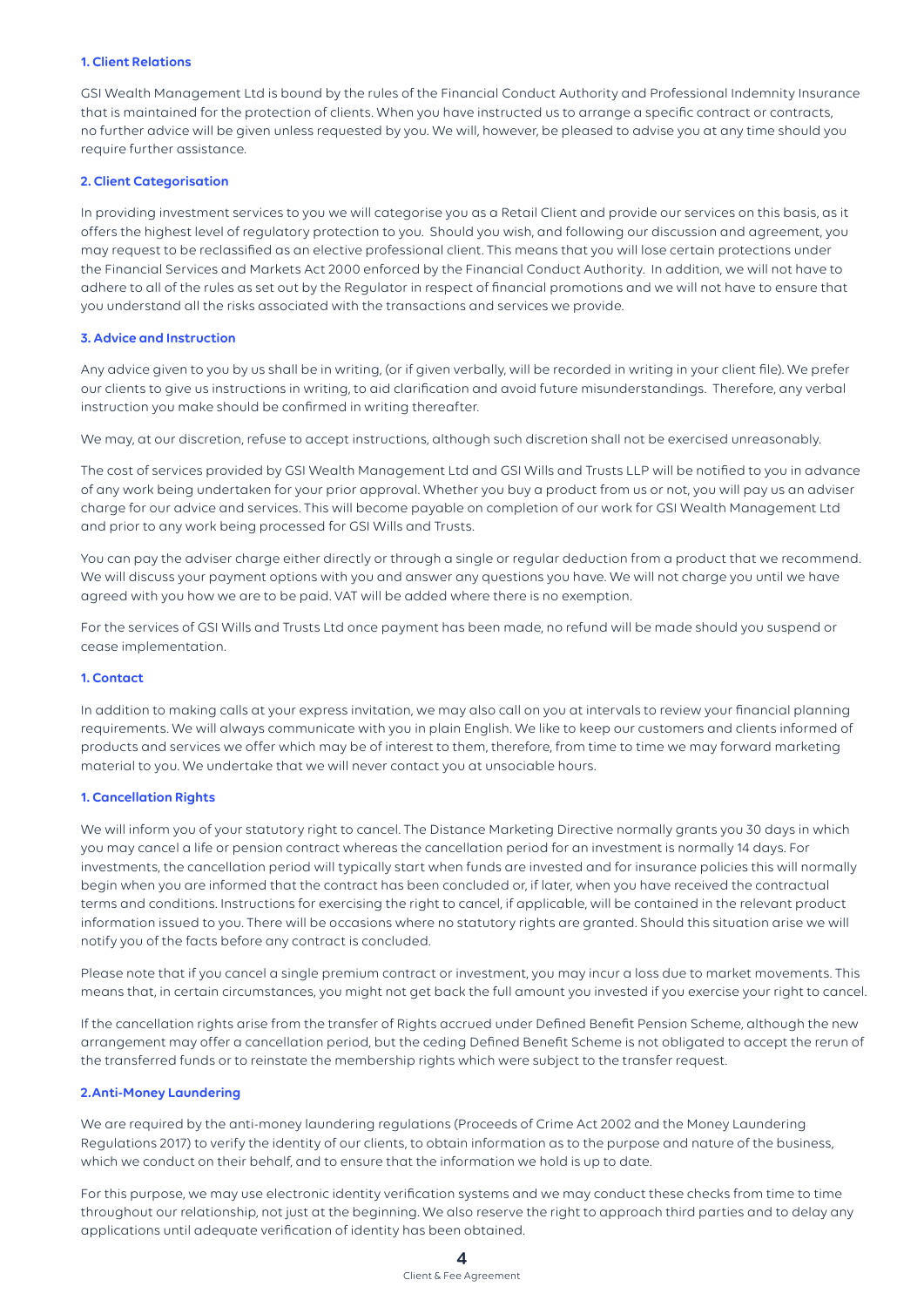### 1. Client Relations

GSI Wealth Management Ltd is bound by the rules of the Financial Conduct Authority and Professional Indemnity Insurance that is maintained for the protection of clients. When you have instructed us to arrange a specific contract or contracts, no further advice will be given unless requested by you. We will, however, be pleased to advise you at any time should you require further assistance.

### 2. Client Categorisation

In providing investment services to you we will categorise you as a Retail Client and provide our services on this basis, as it offers the highest level of regulatory protection to you. Should you wish, and following our discussion and agreement, you may request to be reclassified as an elective professional client. This means that you will lose certain protections under the Financial Services and Markets Act 2000 enforced by the Financial Conduct Authority. In addition, we will not have to adhere to all of the rules as set out by the Regulator in respect of financial promotions and we will not have to ensure that you understand all the risks associated with the transactions and services we provide.

### 3. Advice and Instruction

Any advice given to you by us shall be in writing, (or if given verbally, will be recorded in writing in your client file). We prefer our clients to give us instructions in writing, to aid clarification and avoid future misunderstandings. Therefore, any verbal instruction you make should be confirmed in writing thereafter.

We may, at our discretion, refuse to accept instructions, although such discretion shall not be exercised unreasonably.

The cost of services provided by GSI Wealth Management Ltd and GSI Wills and Trusts LLP will be notified to you in advance of any work being undertaken for your prior approval. Whether you buy a product from us or not, you will pay us an adviser charge for our advice and services. This will become payable on completion of our work for GSI Wealth Management Ltd and prior to any work being processed for GSI Wills and Trusts.

You can pay the adviser charge either directly or through a single or regular deduction from a product that we recommend. We will discuss your payment options with you and answer any questions you have. We will not charge you until we have agreed with you how we are to be paid. VAT will be added where there is no exemption.

For the services of GSI Wills and Trusts Ltd once payment has been made, no refund will be made should you suspend or cease implementation.

### 1. Contact

In addition to making calls at your express invitation, we may also call on you at intervals to review your financial planning requirements. We will always communicate with you in plain English. We like to keep our customers and clients informed of products and services we offer which may be of interest to them, therefore, from time to time we may forward marketing material to you. We undertake that we will never contact you at unsociable hours.

### 1. Cancellation Rights

We will inform you of your statutory right to cancel. The Distance Marketing Directive normally grants you 30 days in which you may cancel a life or pension contract whereas the cancellation period for an investment is normally 14 days. For investments, the cancellation period will typically start when funds are invested and for insurance policies this will normally begin when you are informed that the contract has been concluded or, if later, when you have received the contractual terms and conditions. Instructions for exercising the right to cancel, if applicable, will be contained in the relevant product information issued to you. There will be occasions where no statutory rights are granted. Should this situation arise we will notify you of the facts before any contract is concluded.

Please note that if you cancel a single premium contract or investment, you may incur a loss due to market movements. This means that, in certain circumstances, you might not get back the full amount you invested if you exercise your right to cancel.

If the cancellation rights arise from the transfer of Rights accrued under Defined Benefit Pension Scheme, although the new arrangement may offer a cancellation period, but the ceding Defined Benefit Scheme is not obligated to accept the rerun of the transferred funds or to reinstate the membership rights which were subject to the transfer request.

### 2.Anti-Money Laundering

We are required by the anti-money laundering regulations (Proceeds of Crime Act 2002 and the Money Laundering Regulations 2017) to verify the identity of our clients, to obtain information as to the purpose and nature of the business, which we conduct on their behalf, and to ensure that the information we hold is up to date.

For this purpose, we may use electronic identity verification systems and we may conduct these checks from time to time throughout our relationship, not just at the beginning. We also reserve the right to approach third parties and to delay any applications until adequate verification of identity has been obtained.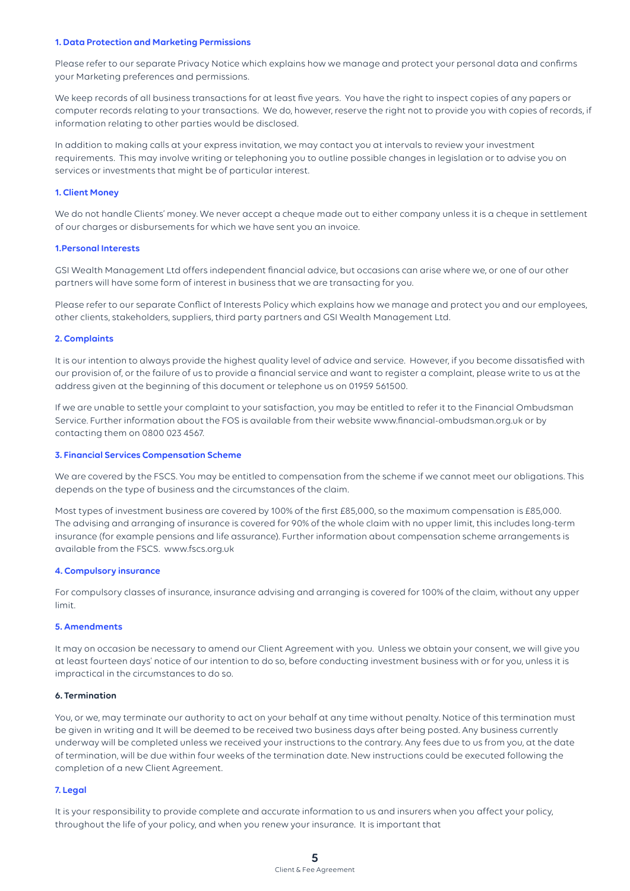### 1. Data Protection and Marketing Permissions

Please refer to our separate Privacy Notice which explains how we manage and protect your personal data and confirms your Marketing preferences and permissions.

We keep records of all business transactions for at least five years. You have the right to inspect copies of any papers or computer records relating to your transactions. We do, however, reserve the right not to provide you with copies of records, if information relating to other parties would be disclosed.

In addition to making calls at your express invitation, we may contact you at intervals to review your investment requirements. This may involve writing or telephoning you to outline possible changes in legislation or to advise you on services or investments that might be of particular interest.

### 1. Client Money

We do not handle Clients' money. We never accept a cheque made out to either company unless it is a cheque in settlement of our charges or disbursements for which we have sent you an invoice.

### 1.Personal Interests

GSI Wealth Management Ltd offers independent financial advice, but occasions can arise where we, or one of our other partners will have some form of interest in business that we are transacting for you.

Please refer to our separate Conflict of Interests Policy which explains how we manage and protect you and our employees, other clients, stakeholders, suppliers, third party partners and GSI Wealth Management Ltd.

### 2. Complaints

It is our intention to always provide the highest quality level of advice and service. However, if you become dissatisfied with our provision of, or the failure of us to provide a financial service and want to register a complaint, please write to us at the address given at the beginning of this document or telephone us on 01959 561500.

If we are unable to settle your complaint to your satisfaction, you may be entitled to refer it to the Financial Ombudsman Service. Further information about the FOS is available from their website www.financial-ombudsman.org.uk or by contacting them on 0800 023 4567.

### 3. Financial Services Compensation Scheme

We are covered by the FSCS. You may be entitled to compensation from the scheme if we cannot meet our obligations. This depends on the type of business and the circumstances of the claim.

Most types of investment business are covered by 100% of the first £85,000, so the maximum compensation is £85,000. The advising and arranging of insurance is covered for 90% of the whole claim with no upper limit, this includes long-term insurance (for example pensions and life assurance). Further information about compensation scheme arrangements is available from the FSCS. www.fscs.org.uk

### 4. Compulsory insurance

For compulsory classes of insurance, insurance advising and arranging is covered for 100% of the claim, without any upper limit.

### 5. Amendments

It may on occasion be necessary to amend our Client Agreement with you. Unless we obtain your consent, we will give you at least fourteen days' notice of our intention to do so, before conducting investment business with or for you, unless it is impractical in the circumstances to do so.

### 6. Termination

You, or we, may terminate our authority to act on your behalf at any time without penalty. Notice of this termination must be given in writing and It will be deemed to be received two business days after being posted. Any business currently underway will be completed unless we received your instructions to the contrary. Any fees due to us from you, at the date of termination, will be due within four weeks of the termination date. New instructions could be executed following the completion of a new Client Agreement.

### 7. Legal

It is your responsibility to provide complete and accurate information to us and insurers when you affect your policy, throughout the life of your policy, and when you renew your insurance. It is important that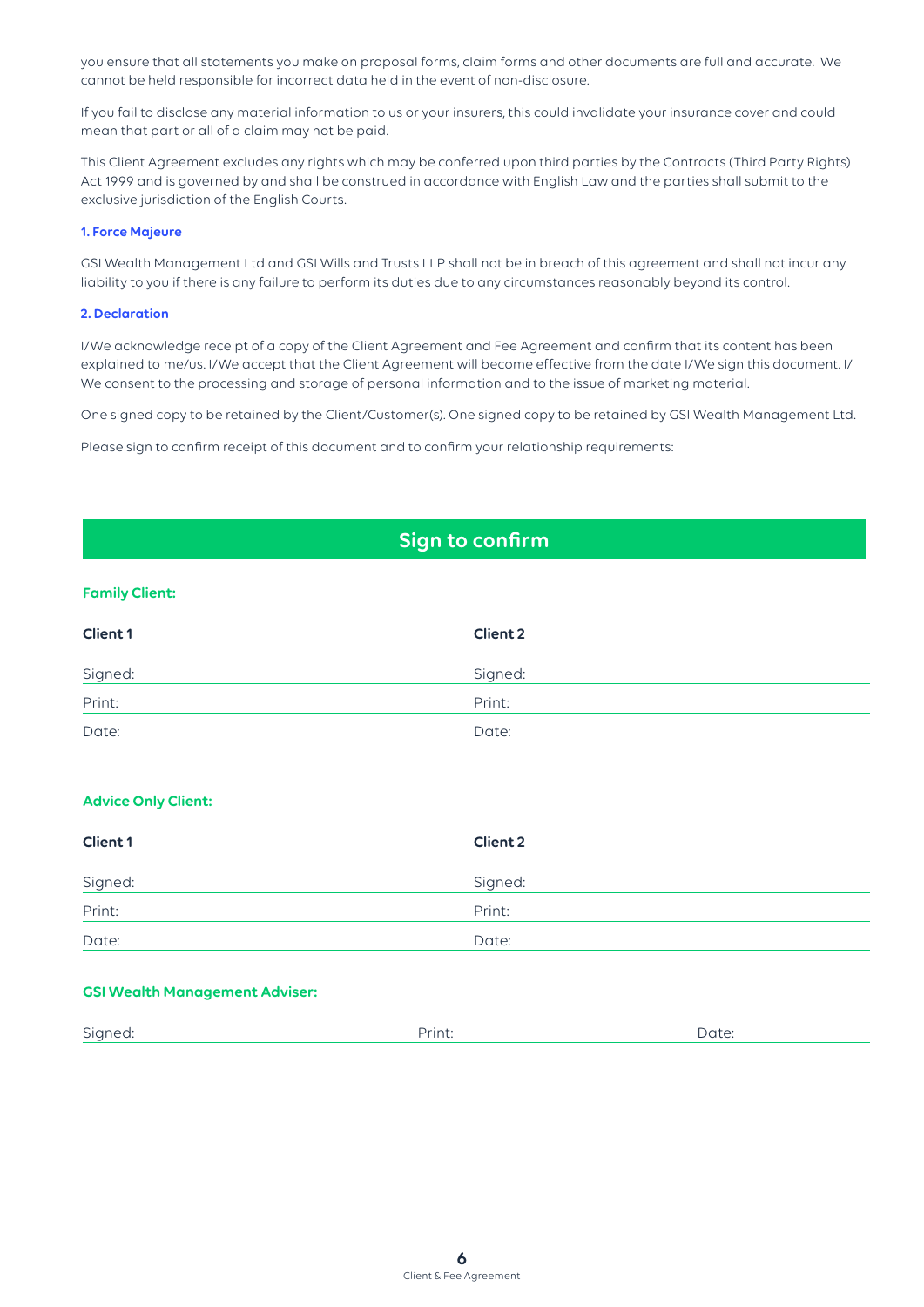you ensure that all statements you make on proposal forms, claim forms and other documents are full and accurate. We cannot be held responsible for incorrect data held in the event of non-disclosure.

If you fail to disclose any material information to us or your insurers, this could invalidate your insurance cover and could mean that part or all of a claim may not be paid.

This Client Agreement excludes any rights which may be conferred upon third parties by the Contracts (Third Party Rights) Act 1999 and is governed by and shall be construed in accordance with English Law and the parties shall submit to the exclusive jurisdiction of the English Courts.

### 1. Force Majeure

GSI Wealth Management Ltd and GSI Wills and Trusts LLP shall not be in breach of this agreement and shall not incur any liability to you if there is any failure to perform its duties due to any circumstances reasonably beyond its control.

### 2. Declaration

I/We acknowledge receipt of a copy of the Client Agreement and Fee Agreement and confirm that its content has been explained to me/us. I/We accept that the Client Agreement will become effective from the date I/We sign this document. I/We consent to the processing and storage of personal information and to the issue of marketing material.

One signed copy to be retained by the Client/Customer(s). One signed copy to be retained by GSI Wealth Management Ltd.

Please sign to confirm receipt of this document and to confirm your relationship requirements:

## Sign to confirm

**Family Client:**

| **Client 1** | **Client 2** |
|---|---|
| Signed: | Signed: |
| Print: | Print: |
| Date: | Date: |

**Advice Only Client:**

| **Client 1** | **Client 2** |
|---|---|
| Signed: | Signed: |
| Print: | Print: |
| Date: | Date: |

**GSI Wealth Management Adviser:**

| Signed: | Print: | Date: |
|---|---|---|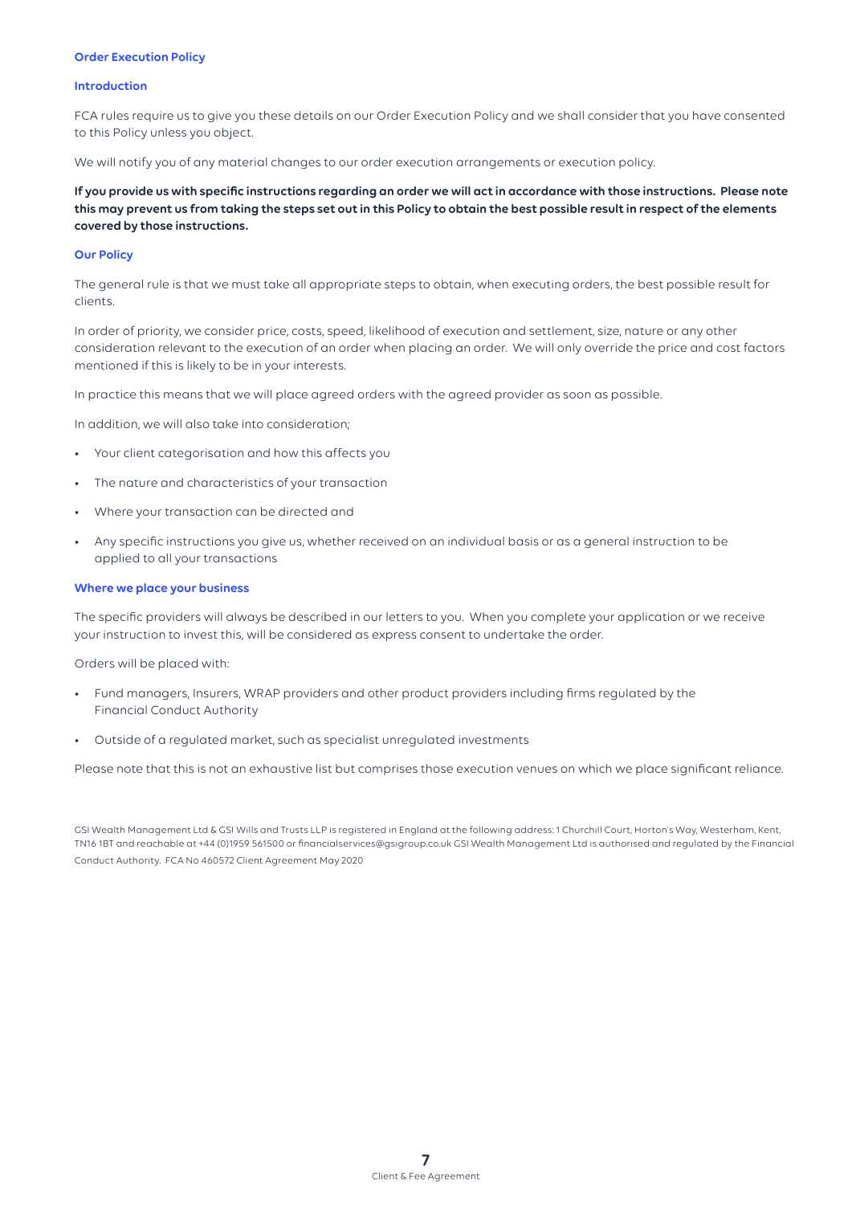## Order Execution Policy

### Introduction

FCA rules require us to give you these details on our Order Execution Policy and we shall consider that you have consented to this Policy unless you object.

We will notify you of any material changes to our order execution arrangements or execution policy.

**If you provide us with specific instructions regarding an order we will act in accordance with those instructions. Please note this may prevent us from taking the steps set out in this Policy to obtain the best possible result in respect of the elements covered by those instructions.**

### Our Policy

The general rule is that we must take all appropriate steps to obtain, when executing orders, the best possible result for clients.

In order of priority, we consider price, costs, speed, likelihood of execution and settlement, size, nature or any other consideration relevant to the execution of an order when placing an order. We will only override the price and cost factors mentioned if this is likely to be in your interests.

In practice this means that we will place agreed orders with the agreed provider as soon as possible.

In addition, we will also take into consideration;

- Your client categorisation and how this affects you
- The nature and characteristics of your transaction
- Where your transaction can be directed and
- Any specific instructions you give us, whether received on an individual basis or as a general instruction to be applied to all your transactions

### Where we place your business

The specific providers will always be described in our letters to you. When you complete your application or we receive your instruction to invest this, will be considered as express consent to undertake the order.

Orders will be placed with:

- Fund managers, Insurers, WRAP providers and other product providers including firms regulated by the Financial Conduct Authority
- Outside of a regulated market, such as specialist unregulated investments

Please note that this is not an exhaustive list but comprises those execution venues on which we place significant reliance.

GSI Wealth Management Ltd & GSI Wills and Trusts LLP is registered in England at the following address: 1 Churchill Court, Horton's Way, Westerham, Kent, TN16 1BT and reachable at +44 (0)1959 561500 or financialservices@gsigroup.co.uk GSI Wealth Management Ltd is authorised and regulated by the Financial Conduct Authority. FCA No 460572 Client Agreement May 2020